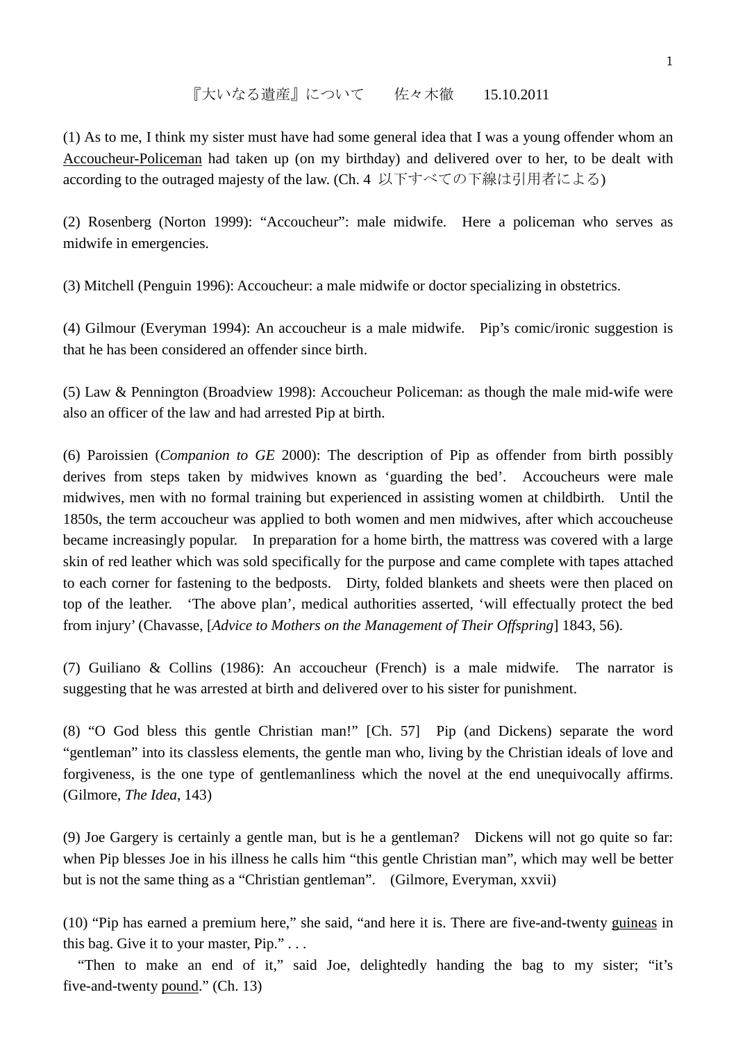『大いなる遺産』について　　佐々木徹　　15.10.2011

(1) As to me, I think my sister must have had some general idea that I was a young offender whom an <u>Accoucheur-Policeman</u> had taken up (on my birthday) and delivered over to her, to be dealt with according to the outraged majesty of the law. (Ch. 4 以下すべての下線は引用者による)

(2) Rosenberg (Norton 1999): "Accoucheur": male midwife. Here a policeman who serves as midwife in emergencies.

(3) Mitchell (Penguin 1996): Accoucheur: a male midwife or doctor specializing in obstetrics.

(4) Gilmour (Everyman 1994): An accoucheur is a male midwife. Pip's comic/ironic suggestion is that he has been considered an offender since birth.

(5) Law & Pennington (Broadview 1998): Accoucheur Policeman: as though the male mid-wife were also an officer of the law and had arrested Pip at birth.

(6) Paroissien (*Companion to GE* 2000): The description of Pip as offender from birth possibly derives from steps taken by midwives known as 'guarding the bed'. Accoucheurs were male midwives, men with no formal training but experienced in assisting women at childbirth. Until the 1850s, the term accoucheur was applied to both women and men midwives, after which accoucheuse became increasingly popular. In preparation for a home birth, the mattress was covered with a large skin of red leather which was sold specifically for the purpose and came complete with tapes attached to each corner for fastening to the bedposts. Dirty, folded blankets and sheets were then placed on top of the leather. 'The above plan', medical authorities asserted, 'will effectually protect the bed from injury' (Chavasse, [*Advice to Mothers on the Management of Their Offspring*] 1843, 56).

(7) Guiliano & Collins (1986): An accoucheur (French) is a male midwife. The narrator is suggesting that he was arrested at birth and delivered over to his sister for punishment.

(8) "O God bless this gentle Christian man!" [Ch. 57] Pip (and Dickens) separate the word "gentleman" into its classless elements, the gentle man who, living by the Christian ideals of love and forgiveness, is the one type of gentlemanliness which the novel at the end unequivocally affirms. (Gilmore, *The Idea*, 143)

(9) Joe Gargery is certainly a gentle man, but is he a gentleman? Dickens will not go quite so far: when Pip blesses Joe in his illness he calls him "this gentle Christian man", which may well be better but is not the same thing as a "Christian gentleman". (Gilmore, Everyman, xxvii)

(10) "Pip has earned a premium here," she said, "and here it is. There are five-and-twenty <u>guineas</u> in this bag. Give it to your master, Pip." . . .

"Then to make an end of it," said Joe, delightedly handing the bag to my sister; "it's five-and-twenty <u>pound</u>." (Ch. 13)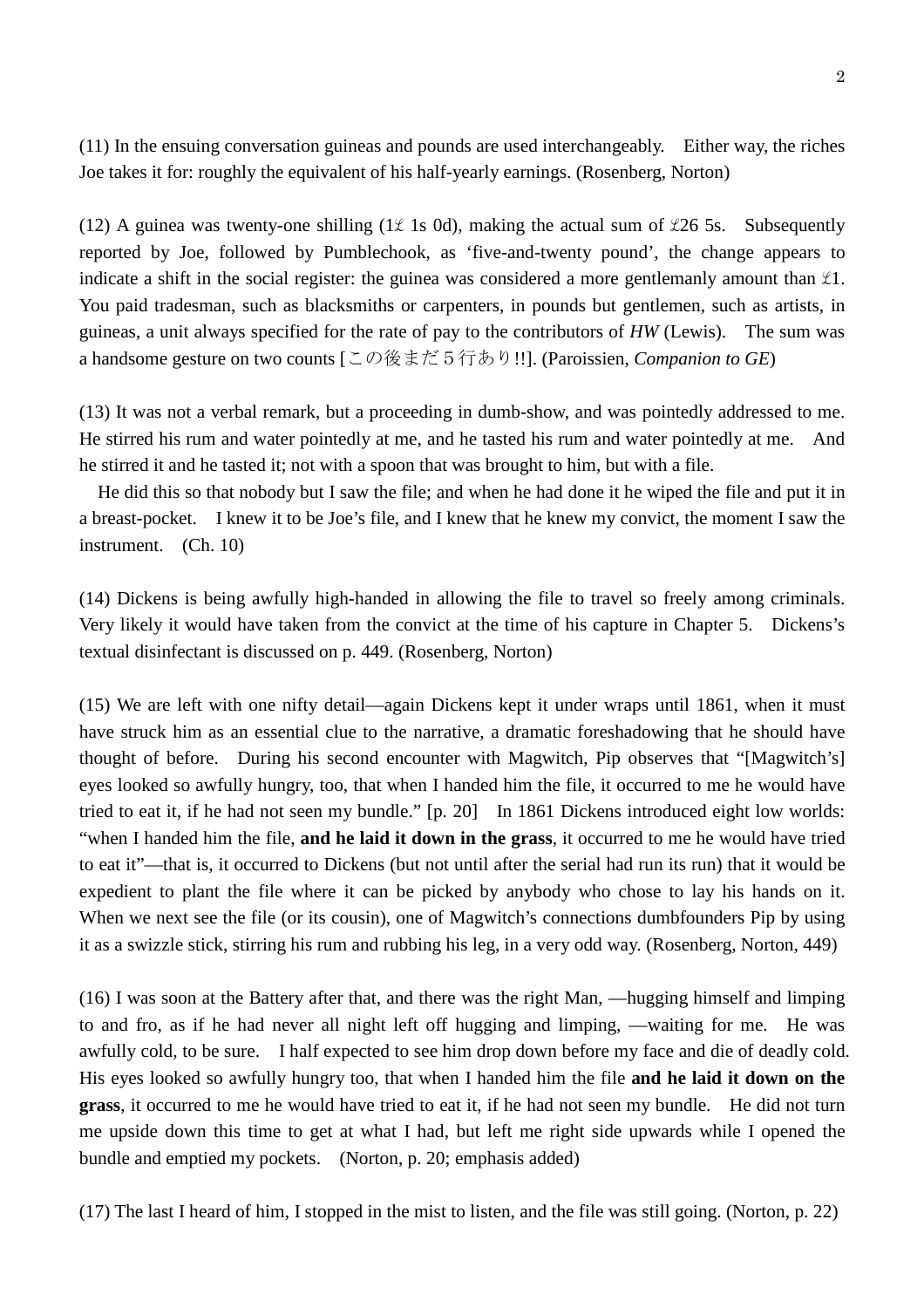(11) In the ensuing conversation guineas and pounds are used interchangeably.　Either way, the riches Joe takes it for: roughly the equivalent of his half-yearly earnings. (Rosenberg, Norton)

(12) A guinea was twenty-one shilling (1£ 1s 0d), making the actual sum of £26 5s.　Subsequently reported by Joe, followed by Pumblechook, as 'five-and-twenty pound', the change appears to indicate a shift in the social register: the guinea was considered a more gentlemanly amount than £1. You paid tradesman, such as blacksmiths or carpenters, in pounds but gentlemen, such as artists, in guineas, a unit always specified for the rate of pay to the contributors of *HW* (Lewis).　The sum was a handsome gesture on two counts [この後まだ５行あり!!]. (Paroissien, *Companion to GE*)

(13) It was not a verbal remark, but a proceeding in dumb-show, and was pointedly addressed to me. He stirred his rum and water pointedly at me, and he tasted his rum and water pointedly at me.　And he stirred it and he tasted it; not with a spoon that was brought to him, but with a file.

He did this so that nobody but I saw the file; and when he had done it he wiped the file and put it in a breast-pocket.　I knew it to be Joe's file, and I knew that he knew my convict, the moment I saw the instrument.　(Ch. 10)

(14) Dickens is being awfully high-handed in allowing the file to travel so freely among criminals. Very likely it would have taken from the convict at the time of his capture in Chapter 5.　Dickens's textual disinfectant is discussed on p. 449. (Rosenberg, Norton)

(15) We are left with one nifty detail—again Dickens kept it under wraps until 1861, when it must have struck him as an essential clue to the narrative, a dramatic foreshadowing that he should have thought of before.　During his second encounter with Magwitch, Pip observes that "[Magwitch's] eyes looked so awfully hungry, too, that when I handed him the file, it occurred to me he would have tried to eat it, if he had not seen my bundle." [p. 20]　In 1861 Dickens introduced eight low worlds: "when I handed him the file, **and he laid it down in the grass**, it occurred to me he would have tried to eat it"—that is, it occurred to Dickens (but not until after the serial had run its run) that it would be expedient to plant the file where it can be picked by anybody who chose to lay his hands on it. When we next see the file (or its cousin), one of Magwitch's connections dumbfounders Pip by using it as a swizzle stick, stirring his rum and rubbing his leg, in a very odd way. (Rosenberg, Norton, 449)

(16) I was soon at the Battery after that, and there was the right Man, —hugging himself and limping to and fro, as if he had never all night left off hugging and limping, —waiting for me.　He was awfully cold, to be sure.　I half expected to see him drop down before my face and die of deadly cold. His eyes looked so awfully hungry too, that when I handed him the file **and he laid it down on the grass**, it occurred to me he would have tried to eat it, if he had not seen my bundle.　He did not turn me upside down this time to get at what I had, but left me right side upwards while I opened the bundle and emptied my pockets.　(Norton, p. 20; emphasis added)

(17) The last I heard of him, I stopped in the mist to listen, and the file was still going. (Norton, p. 22)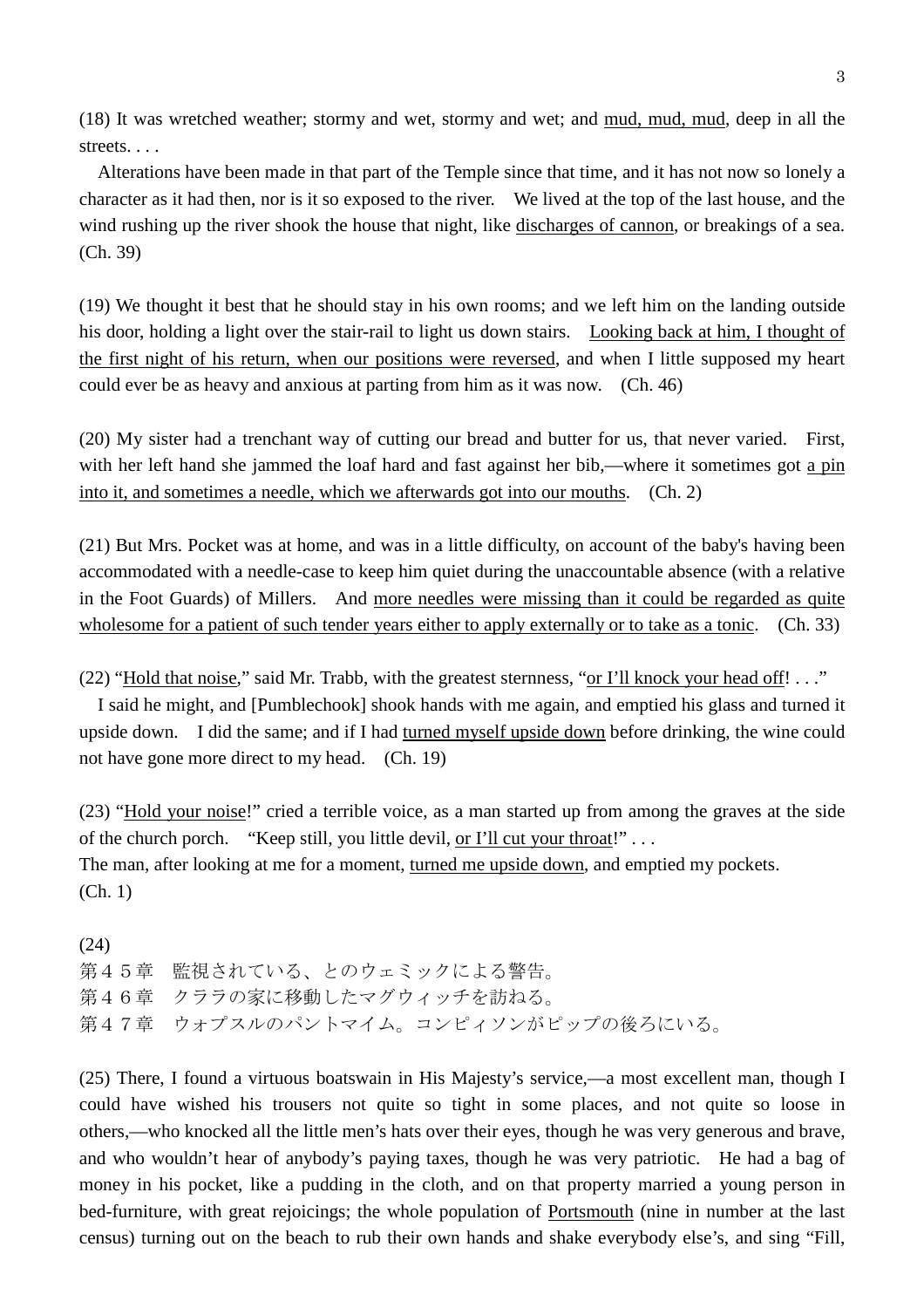(18) It was wretched weather; stormy and wet, stormy and wet; and <u>mud, mud, mud</u>, deep in all the streets. . . .

Alterations have been made in that part of the Temple since that time, and it has not now so lonely a character as it had then, nor is it so exposed to the river. We lived at the top of the last house, and the wind rushing up the river shook the house that night, like <u>discharges of cannon</u>, or breakings of a sea. (Ch. 39)

(19) We thought it best that he should stay in his own rooms; and we left him on the landing outside his door, holding a light over the stair-rail to light us down stairs. <u>Looking back at him, I thought of the first night of his return, when our positions were reversed</u>, and when I little supposed my heart could ever be as heavy and anxious at parting from him as it was now. (Ch. 46)

(20) My sister had a trenchant way of cutting our bread and butter for us, that never varied. First, with her left hand she jammed the loaf hard and fast against her bib,—where it sometimes got <u>a pin into it, and sometimes a needle, which we afterwards got into our mouths</u>. (Ch. 2)

(21) But Mrs. Pocket was at home, and was in a little difficulty, on account of the baby's having been accommodated with a needle-case to keep him quiet during the unaccountable absence (with a relative in the Foot Guards) of Millers. And <u>more needles were missing than it could be regarded as quite wholesome for a patient of such tender years either to apply externally or to take as a tonic</u>. (Ch. 33)

(22) "<u>Hold that noise</u>," said Mr. Trabb, with the greatest sternness, "<u>or I'll knock your head off</u>! . . ."

I said he might, and [Pumblechook] shook hands with me again, and emptied his glass and turned it upside down. I did the same; and if I had <u>turned myself upside down</u> before drinking, the wine could not have gone more direct to my head. (Ch. 19)

(23) "<u>Hold your noise</u>!" cried a terrible voice, as a man started up from among the graves at the side of the church porch. "Keep still, you little devil, <u>or I'll cut your throat</u>!" . . .
The man, after looking at me for a moment, <u>turned me upside down</u>, and emptied my pockets.
(Ch. 1)

(24)
第４５章　監視されている、とのウェミックによる警告。
第４６章　クララの家に移動したマグウィッチを訪ねる。
第４７章　ウォプスルのパントマイム。コンピィソンがピップの後ろにいる。

(25) There, I found a virtuous boatswain in His Majesty's service,—a most excellent man, though I could have wished his trousers not quite so tight in some places, and not quite so loose in others,—who knocked all the little men's hats over their eyes, though he was very generous and brave, and who wouldn't hear of anybody's paying taxes, though he was very patriotic. He had a bag of money in his pocket, like a pudding in the cloth, and on that property married a young person in bed-furniture, with great rejoicings; the whole population of <u>Portsmouth</u> (nine in number at the last census) turning out on the beach to rub their own hands and shake everybody else's, and sing "Fill,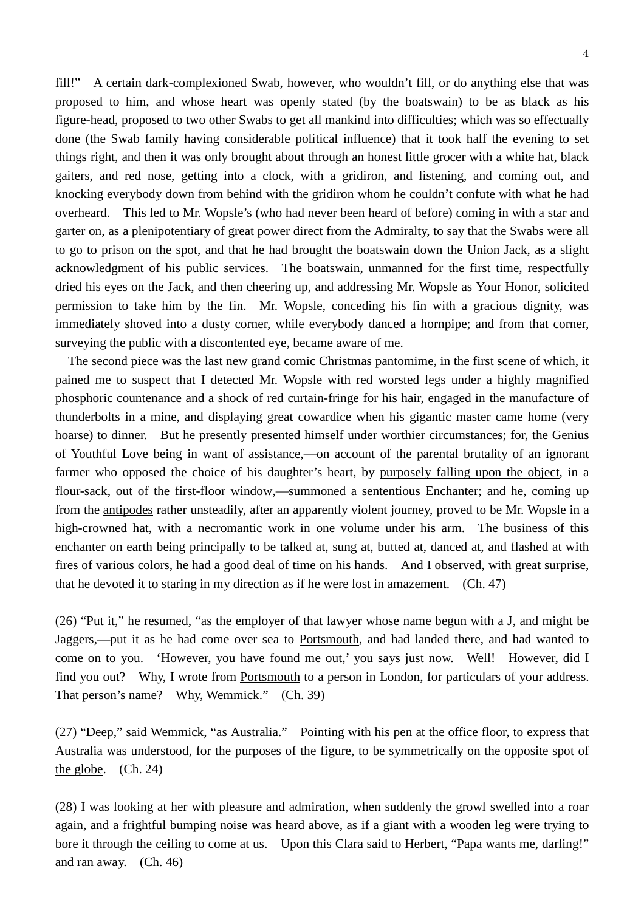fill!" A certain dark-complexioned <u>Swab</u>, however, who wouldn't fill, or do anything else that was proposed to him, and whose heart was openly stated (by the boatswain) to be as black as his figure-head, proposed to two other Swabs to get all mankind into difficulties; which was so effectually done (the Swab family having <u>considerable political influence</u>) that it took half the evening to set things right, and then it was only brought about through an honest little grocer with a white hat, black gaiters, and red nose, getting into a clock, with a <u>gridiron</u>, and listening, and coming out, and <u>knocking everybody down from behind</u> with the gridiron whom he couldn't confute with what he had overheard. This led to Mr. Wopsle's (who had never been heard of before) coming in with a star and garter on, as a plenipotentiary of great power direct from the Admiralty, to say that the Swabs were all to go to prison on the spot, and that he had brought the boatswain down the Union Jack, as a slight acknowledgment of his public services. The boatswain, unmanned for the first time, respectfully dried his eyes on the Jack, and then cheering up, and addressing Mr. Wopsle as Your Honor, solicited permission to take him by the fin. Mr. Wopsle, conceding his fin with a gracious dignity, was immediately shoved into a dusty corner, while everybody danced a hornpipe; and from that corner, surveying the public with a discontented eye, became aware of me.

The second piece was the last new grand comic Christmas pantomime, in the first scene of which, it pained me to suspect that I detected Mr. Wopsle with red worsted legs under a highly magnified phosphoric countenance and a shock of red curtain-fringe for his hair, engaged in the manufacture of thunderbolts in a mine, and displaying great cowardice when his gigantic master came home (very hoarse) to dinner. But he presently presented himself under worthier circumstances; for, the Genius of Youthful Love being in want of assistance,—on account of the parental brutality of an ignorant farmer who opposed the choice of his daughter's heart, by <u>purposely falling upon the object</u>, in a flour-sack, <u>out of the first-floor window</u>,—summoned a sententious Enchanter; and he, coming up from the <u>antipodes</u> rather unsteadily, after an apparently violent journey, proved to be Mr. Wopsle in a high-crowned hat, with a necromantic work in one volume under his arm. The business of this enchanter on earth being principally to be talked at, sung at, butted at, danced at, and flashed at with fires of various colors, he had a good deal of time on his hands. And I observed, with great surprise, that he devoted it to staring in my direction as if he were lost in amazement. (Ch. 47)

(26) "Put it," he resumed, "as the employer of that lawyer whose name begun with a J, and might be Jaggers,—put it as he had come over sea to <u>Portsmouth</u>, and had landed there, and had wanted to come on to you. 'However, you have found me out,' you says just now. Well! However, did I find you out? Why, I wrote from <u>Portsmouth</u> to a person in London, for particulars of your address. That person's name? Why, Wemmick." (Ch. 39)

(27) "Deep," said Wemmick, "as Australia." Pointing with his pen at the office floor, to express that <u>Australia was understood</u>, for the purposes of the figure, <u>to be symmetrically on the opposite spot of the globe</u>. (Ch. 24)

(28) I was looking at her with pleasure and admiration, when suddenly the growl swelled into a roar again, and a frightful bumping noise was heard above, as if <u>a giant with a wooden leg were trying to bore it through the ceiling to come at us</u>. Upon this Clara said to Herbert, "Papa wants me, darling!" and ran away. (Ch. 46)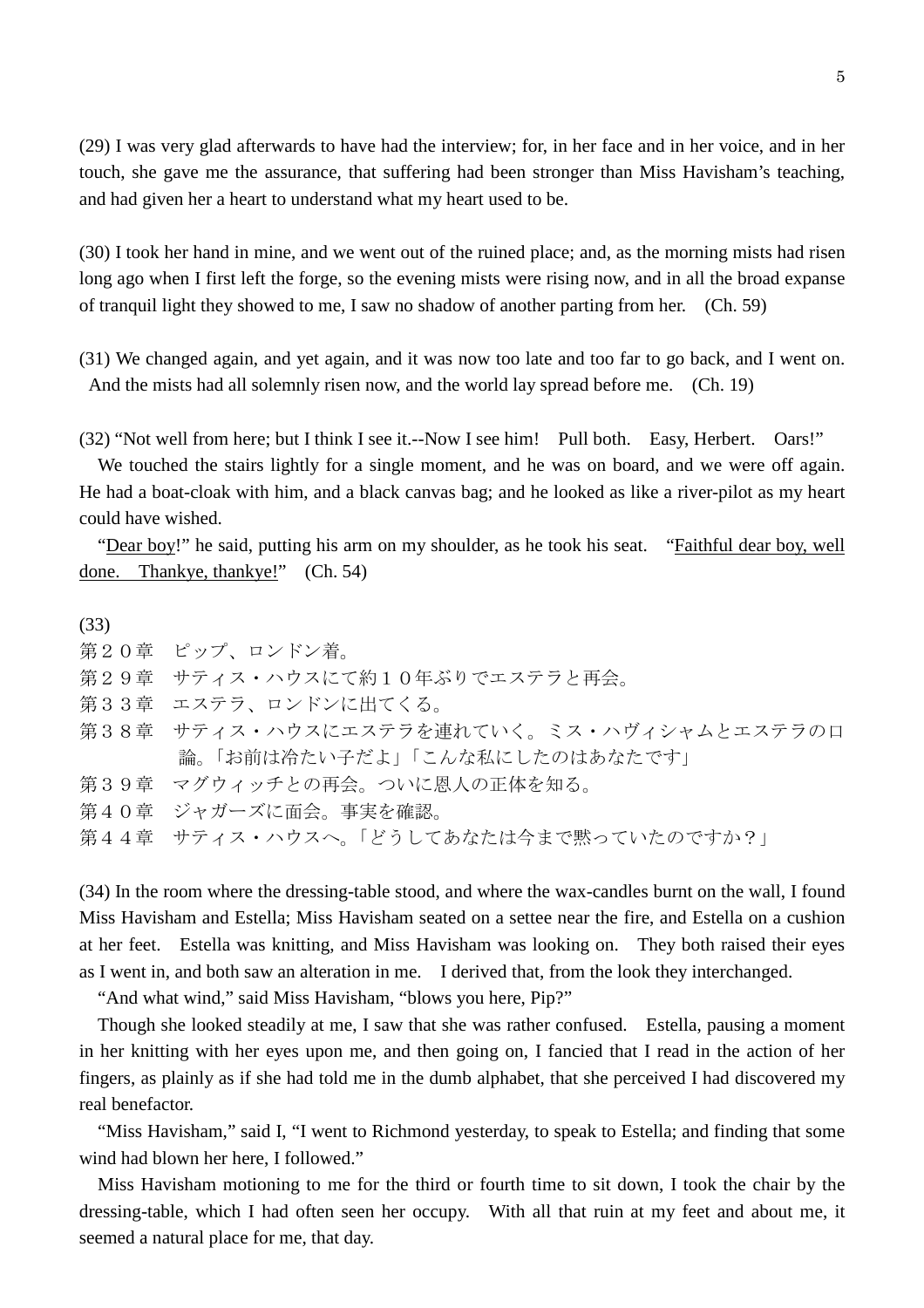(29) I was very glad afterwards to have had the interview; for, in her face and in her voice, and in her touch, she gave me the assurance, that suffering had been stronger than Miss Havisham's teaching, and had given her a heart to understand what my heart used to be.

(30) I took her hand in mine, and we went out of the ruined place; and, as the morning mists had risen long ago when I first left the forge, so the evening mists were rising now, and in all the broad expanse of tranquil light they showed to me, I saw no shadow of another parting from her. (Ch. 59)

(31) We changed again, and yet again, and it was now too late and too far to go back, and I went on. And the mists had all solemnly risen now, and the world lay spread before me. (Ch. 19)

(32) "Not well from here; but I think I see it.--Now I see him! Pull both. Easy, Herbert. Oars!"

We touched the stairs lightly for a single moment, and he was on board, and we were off again. He had a boat-cloak with him, and a black canvas bag; and he looked as like a river-pilot as my heart could have wished.

"<u>Dear boy</u>!" he said, putting his arm on my shoulder, as he took his seat. "<u>Faithful dear boy, well done. Thankye, thankye!</u>" (Ch. 54)

(33)

第２０章　ピップ、ロンドン着。
第２９章　サティス・ハウスにて約１０年ぶりでエステラと再会。
第３３章　エステラ、ロンドンに出てくる。
第３８章　サティス・ハウスにエステラを連れていく。ミス・ハヴィシャムとエステラの口論。「お前は冷たい子だよ」「こんな私にしたのはあなたです」
第３９章　マグウィッチとの再会。ついに恩人の正体を知る。
第４０章　ジャガーズに面会。事実を確認。
第４４章　サティス・ハウスへ。「どうしてあなたは今まで黙っていたのですか？」

(34) In the room where the dressing-table stood, and where the wax-candles burnt on the wall, I found Miss Havisham and Estella; Miss Havisham seated on a settee near the fire, and Estella on a cushion at her feet. Estella was knitting, and Miss Havisham was looking on. They both raised their eyes as I went in, and both saw an alteration in me. I derived that, from the look they interchanged.

"And what wind," said Miss Havisham, "blows you here, Pip?"

Though she looked steadily at me, I saw that she was rather confused. Estella, pausing a moment in her knitting with her eyes upon me, and then going on, I fancied that I read in the action of her fingers, as plainly as if she had told me in the dumb alphabet, that she perceived I had discovered my real benefactor.

"Miss Havisham," said I, "I went to Richmond yesterday, to speak to Estella; and finding that some wind had blown her here, I followed."

Miss Havisham motioning to me for the third or fourth time to sit down, I took the chair by the dressing-table, which I had often seen her occupy. With all that ruin at my feet and about me, it seemed a natural place for me, that day.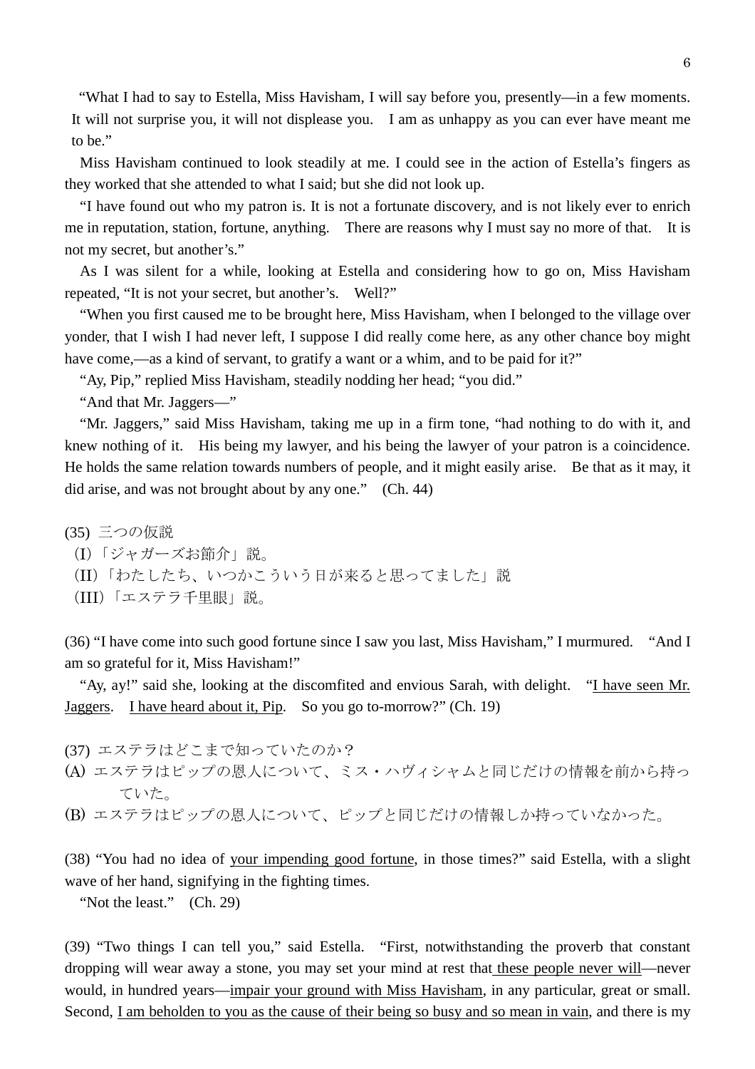"What I had to say to Estella, Miss Havisham, I will say before you, presently—in a few moments. It will not surprise you, it will not displease you.　I am as unhappy as you can ever have meant me to be."

Miss Havisham continued to look steadily at me. I could see in the action of Estella's fingers as they worked that she attended to what I said; but she did not look up.

"I have found out who my patron is. It is not a fortunate discovery, and is not likely ever to enrich me in reputation, station, fortune, anything.　There are reasons why I must say no more of that.　It is not my secret, but another's."

As I was silent for a while, looking at Estella and considering how to go on, Miss Havisham repeated, "It is not your secret, but another's.　Well?"

"When you first caused me to be brought here, Miss Havisham, when I belonged to the village over yonder, that I wish I had never left, I suppose I did really come here, as any other chance boy might have come,—as a kind of servant, to gratify a want or a whim, and to be paid for it?"

"Ay, Pip," replied Miss Havisham, steadily nodding her head; "you did."

"And that Mr. Jaggers—"

"Mr. Jaggers," said Miss Havisham, taking me up in a firm tone, "had nothing to do with it, and knew nothing of it.　His being my lawyer, and his being the lawyer of your patron is a coincidence. He holds the same relation towards numbers of people, and it might easily arise.　Be that as it may, it did arise, and was not brought about by any one."　(Ch. 44)

(35) 三つの仮説
(I)「ジャガーズお節介」説。
(II)「わたしたち、いつかこういう日が来ると思ってました」説
(III)「エステラ千里眼」説。

(36) "I have come into such good fortune since I saw you last, Miss Havisham," I murmured.　"And I am so grateful for it, Miss Havisham!"

"Ay, ay!" said she, looking at the discomfited and envious Sarah, with delight.　"<u>I have seen Mr. Jaggers</u>.　<u>I have heard about it, Pip</u>.　So you go to-morrow?" (Ch. 19)

(37) エステラはどこまで知っていたのか？
(A) エステラはピップの恩人について、ミス・ハヴィシャムと同じだけの情報を前から持っていた。
(B) エステラはピップの恩人について、ピップと同じだけの情報しか持っていなかった。

(38) "You had no idea of <u>your impending good fortune</u>, in those times?" said Estella, with a slight wave of her hand, signifying in the fighting times.

"Not the least."　(Ch. 29)

(39) "Two things I can tell you," said Estella.　"First, notwithstanding the proverb that constant dropping will wear away a stone, you may set your mind at rest that <u>these people never will</u>—never would, in hundred years—<u>impair your ground with Miss Havisham</u>, in any particular, great or small. Second, <u>I am beholden to you as the cause of their being so busy and so mean in vain</u>, and there is my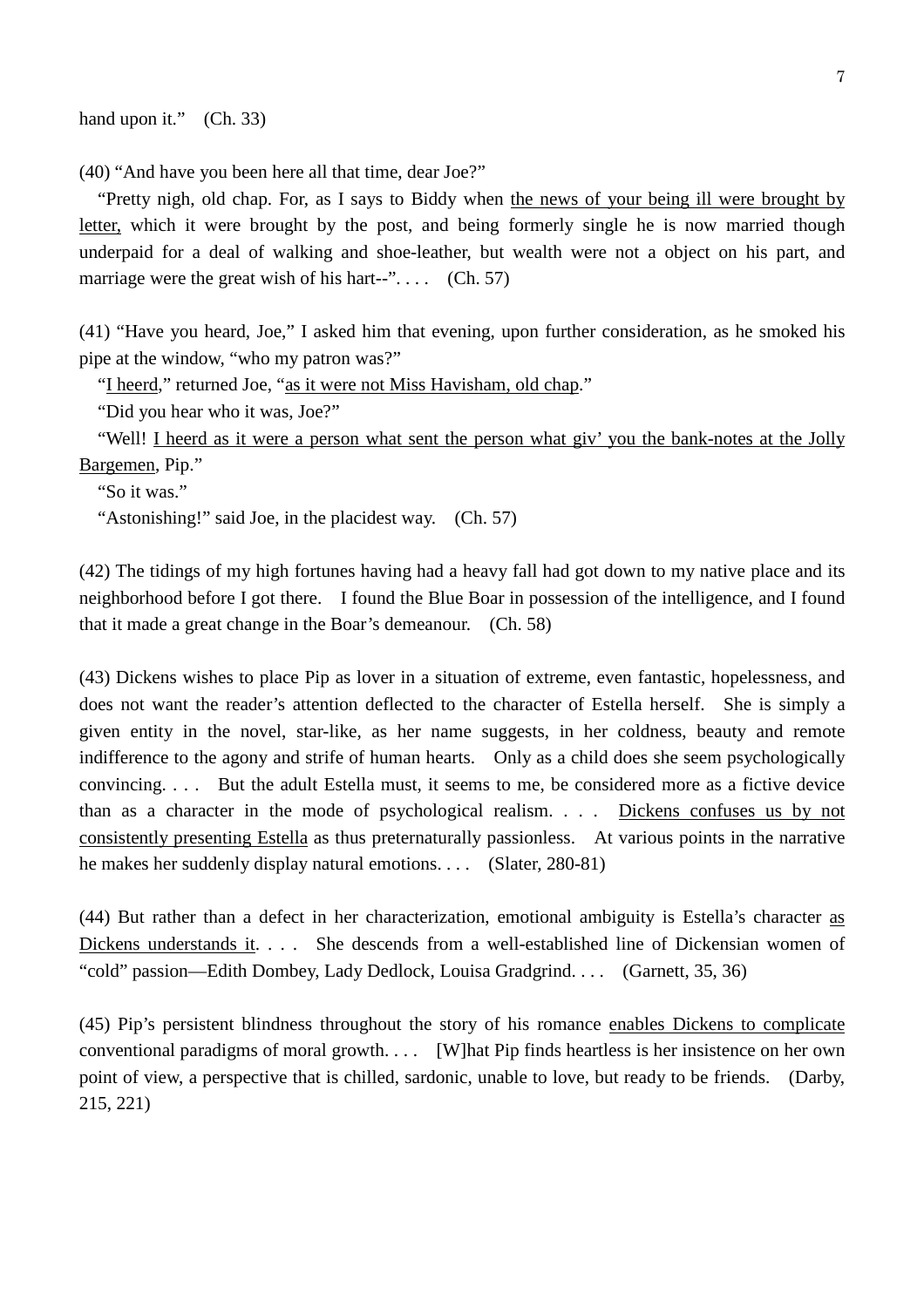hand upon it."　(Ch. 33)

(40) "And have you been here all that time, dear Joe?"

　"Pretty nigh, old chap. For, as I says to Biddy when <u>the news of your being ill were brought by letter,</u> which it were brought by the post, and being formerly single he is now married though underpaid for a deal of walking and shoe-leather, but wealth were not a object on his part, and marriage were the great wish of his hart--". . . .　(Ch. 57)

(41) "Have you heard, Joe," I asked him that evening, upon further consideration, as he smoked his pipe at the window, "who my patron was?"

　"<u>I heerd</u>," returned Joe, "<u>as it were not Miss Havisham, old chap</u>."

　"Did you hear who it was, Joe?"

　"Well! <u>I heerd as it were a person what sent the person what giv' you the bank-notes at the Jolly Bargemen</u>, Pip."

　"So it was."

　"Astonishing!" said Joe, in the placidest way.　(Ch. 57)

(42) The tidings of my high fortunes having had a heavy fall had got down to my native place and its neighborhood before I got there.　I found the Blue Boar in possession of the intelligence, and I found that it made a great change in the Boar's demeanour.　(Ch. 58)

(43) Dickens wishes to place Pip as lover in a situation of extreme, even fantastic, hopelessness, and does not want the reader's attention deflected to the character of Estella herself.　She is simply a given entity in the novel, star-like, as her name suggests, in her coldness, beauty and remote indifference to the agony and strife of human hearts.　Only as a child does she seem psychologically convincing. . . .　But the adult Estella must, it seems to me, be considered more as a fictive device than as a character in the mode of psychological realism. . . .　<u>Dickens confuses us by not consistently presenting Estella</u> as thus preternaturally passionless.　At various points in the narrative he makes her suddenly display natural emotions. . . .　(Slater, 280-81)

(44) But rather than a defect in her characterization, emotional ambiguity is Estella's character <u>as Dickens understands it</u>. . . .　She descends from a well-established line of Dickensian women of "cold" passion—Edith Dombey, Lady Dedlock, Louisa Gradgrind. . . .　(Garnett, 35, 36)

(45) Pip's persistent blindness throughout the story of his romance <u>enables Dickens to complicate</u> conventional paradigms of moral growth. . . .　[W]hat Pip finds heartless is her insistence on her own point of view, a perspective that is chilled, sardonic, unable to love, but ready to be friends.　(Darby, 215, 221)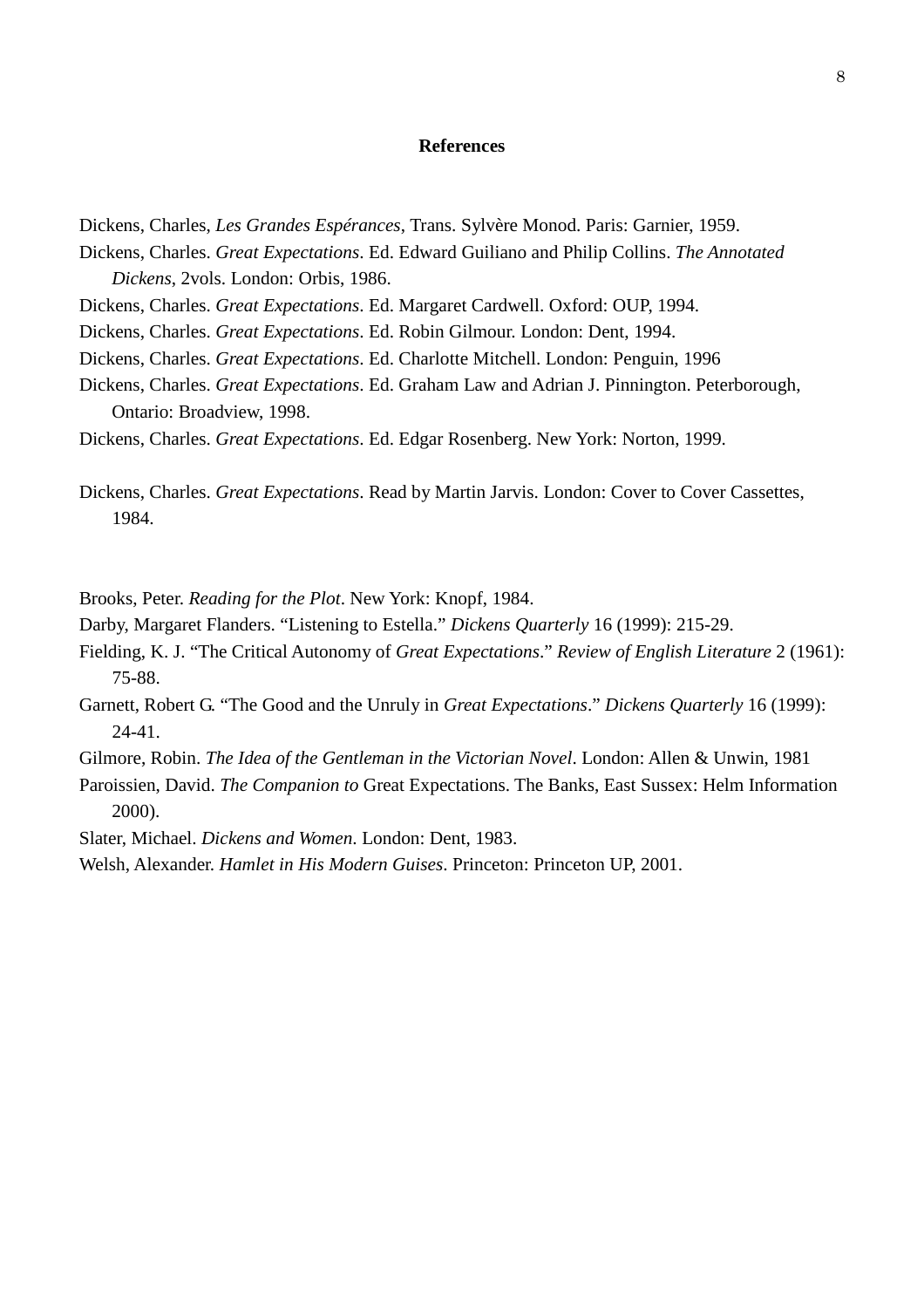## References

Dickens, Charles, *Les Grandes Espérances*, Trans. Sylvère Monod. Paris: Garnier, 1959.

Dickens, Charles. *Great Expectations*. Ed. Edward Guiliano and Philip Collins. *The Annotated Dickens*, 2vols. London: Orbis, 1986.

Dickens, Charles. *Great Expectations*. Ed. Margaret Cardwell. Oxford: OUP, 1994.

Dickens, Charles. *Great Expectations*. Ed. Robin Gilmour. London: Dent, 1994.

Dickens, Charles. *Great Expectations*. Ed. Charlotte Mitchell. London: Penguin, 1996

Dickens, Charles. *Great Expectations*. Ed. Graham Law and Adrian J. Pinnington. Peterborough, Ontario: Broadview, 1998.

Dickens, Charles. *Great Expectations*. Ed. Edgar Rosenberg. New York: Norton, 1999.

Dickens, Charles. *Great Expectations*. Read by Martin Jarvis. London: Cover to Cover Cassettes, 1984.

Brooks, Peter. *Reading for the Plot*. New York: Knopf, 1984.

Darby, Margaret Flanders. "Listening to Estella." *Dickens Quarterly* 16 (1999): 215-29.

Fielding, K. J. "The Critical Autonomy of *Great Expectations*." *Review of English Literature* 2 (1961): 75-88.

Garnett, Robert G. "The Good and the Unruly in *Great Expectations*." *Dickens Quarterly* 16 (1999): 24-41.

Gilmore, Robin. *The Idea of the Gentleman in the Victorian Novel*. London: Allen & Unwin, 1981

Paroissien, David. *The Companion to* Great Expectations. The Banks, East Sussex: Helm Information 2000).

Slater, Michael. *Dickens and Women*. London: Dent, 1983.

Welsh, Alexander. *Hamlet in His Modern Guises*. Princeton: Princeton UP, 2001.